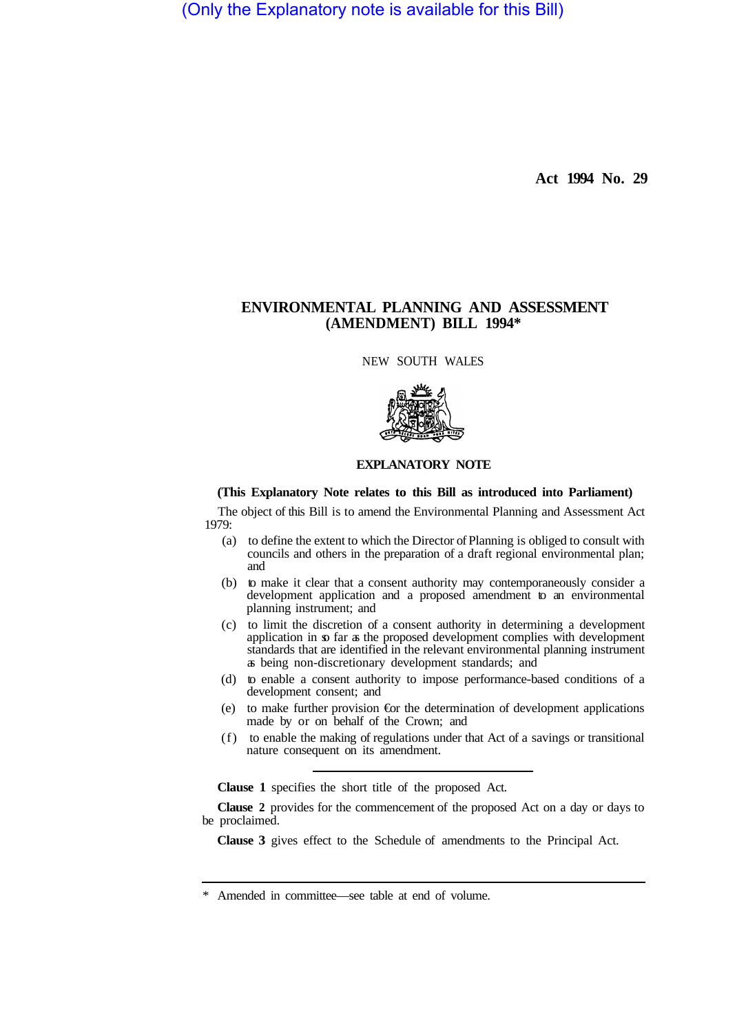(Only the Explanatory note is available for this Bill)

**Act 1994 No. 29**

# ENVIRONMENTAL PLANNING AND ASSESSMENT (AMENDMENT) BILL 1994*

NEW SOUTH WALES

## EXPLANATORY NOTE

**(This Explanatory Note relates to this Bill as introduced into Parliament)**

The object of this Bill is to amend the Environmental Planning and Assessment Act 1979:

(a) to define the extent to which the Director of Planning is obliged to consult with councils and others in the preparation of a draft regional environmental plan; and

(b) to make it clear that a consent authority may contemporaneously consider a development application and a proposed amendment to an environmental planning instrument; and

(c) to limit the discretion of a consent authority in determining a development application in so far as the proposed development complies with development standards that are identified in the relevant environmental planning instrument as being non-discretionary development standards; and

(d) to enable a consent authority to impose performance-based conditions of a development consent; and

(e) to make further provision for the determination of development applications made by or on behalf of the Crown; and

(f) to enable the making of regulations under that Act of a savings or transitional nature consequent on its amendment.

---

**Clause 1** specifies the short title of the proposed Act.

**Clause 2** provides for the commencement of the proposed Act on a day or days to be proclaimed.

**Clause 3** gives effect to the Schedule of amendments to the Principal Act.

---

\* Amended in committee—see table at end of volume.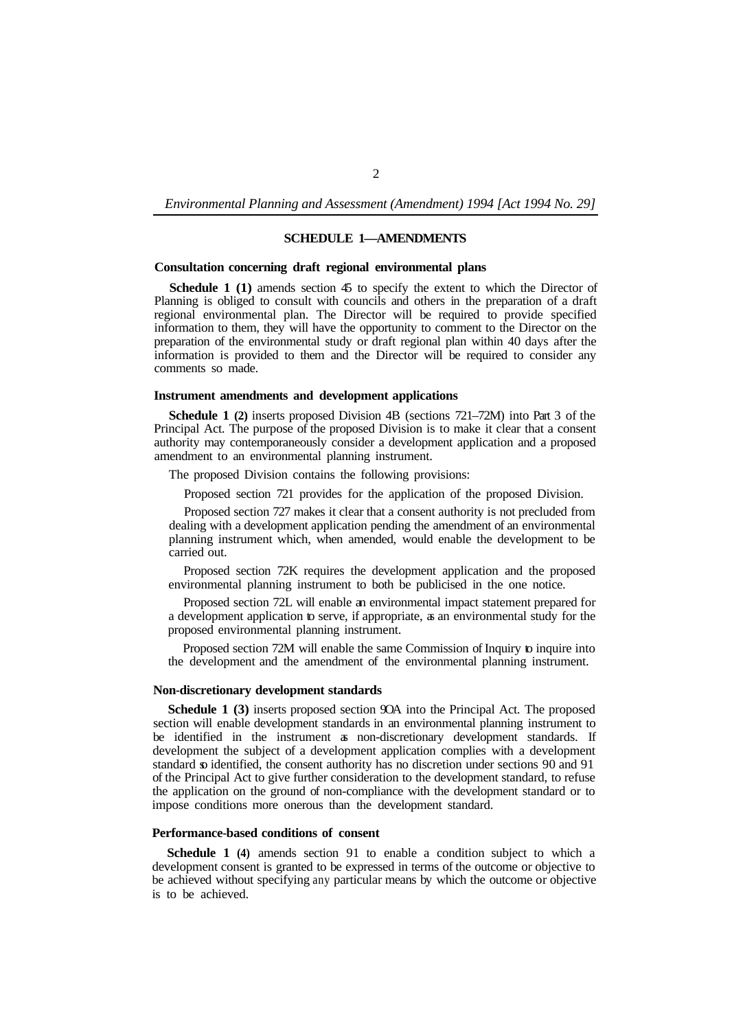## SCHEDULE 1—AMENDMENTS

### Consultation concerning draft regional environmental plans

**Schedule 1 (1)** amends section 45 to specify the extent to which the Director of Planning is obliged to consult with councils and others in the preparation of a draft regional environmental plan. The Director will be required to provide specified information to them, they will have the opportunity to comment to the Director on the preparation of the environmental study or draft regional plan within 40 days after the information is provided to them and the Director will be required to consider any comments so made.

### Instrument amendments and development applications

**Schedule 1 (2)** inserts proposed Division 4B (sections 72I–72M) into Part 3 of the Principal Act. The purpose of the proposed Division is to make it clear that a consent authority may contemporaneously consider a development application and a proposed amendment to an environmental planning instrument.

The proposed Division contains the following provisions:

Proposed section 72I provides for the application of the proposed Division.

Proposed section 72J makes it clear that a consent authority is not precluded from dealing with a development application pending the amendment of an environmental planning instrument which, when amended, would enable the development to be carried out.

Proposed section 72K requires the development application and the proposed environmental planning instrument to both be publicised in the one notice.

Proposed section 72L will enable an environmental impact statement prepared for a development application to serve, if appropriate, as an environmental study for the proposed environmental planning instrument.

Proposed section 72M will enable the same Commission of Inquiry to inquire into the development and the amendment of the environmental planning instrument.

### Non-discretionary development standards

**Schedule 1 (3)** inserts proposed section 90A into the Principal Act. The proposed section will enable development standards in an environmental planning instrument to be identified in the instrument as non-discretionary development standards. If development the subject of a development application complies with a development standard so identified, the consent authority has no discretion under sections 90 and 91 of the Principal Act to give further consideration to the development standard, to refuse the application on the ground of non-compliance with the development standard or to impose conditions more onerous than the development standard.

### Performance-based conditions of consent

**Schedule 1 (4)** amends section 91 to enable a condition subject to which a development consent is granted to be expressed in terms of the outcome or objective to be achieved without specifying any particular means by which the outcome or objective is to be achieved.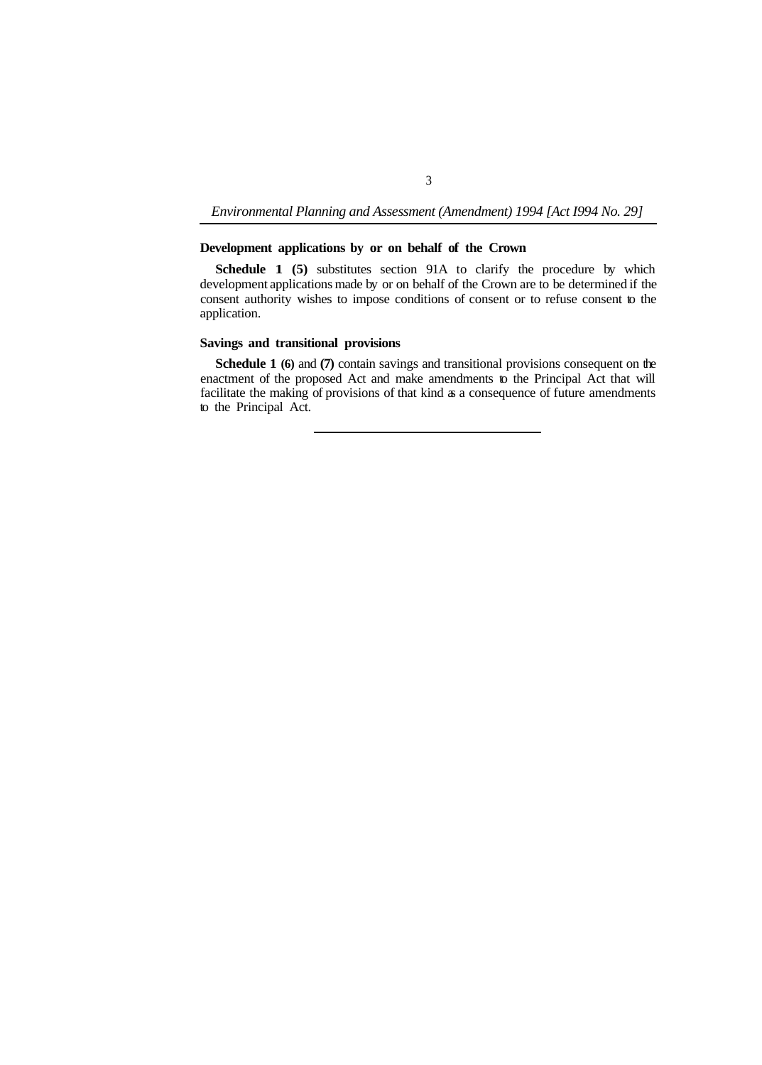### Development applications by or on behalf of the Crown

**Schedule 1 (5)** substitutes section 91A to clarify the procedure by which development applications made by or on behalf of the Crown are to be determined if the consent authority wishes to impose conditions of consent or to refuse consent to the application.

### Savings and transitional provisions

**Schedule 1 (6)** and **(7)** contain savings and transitional provisions consequent on the enactment of the proposed Act and make amendments to the Principal Act that will facilitate the making of provisions of that kind as a consequence of future amendments to the Principal Act.